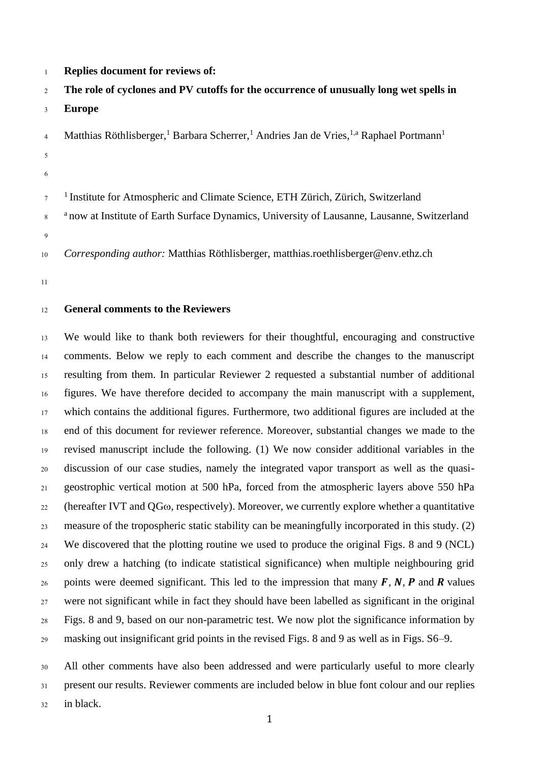**Replies document for reviews of:**

**The role of cyclones and PV cutoffs for the occurrence of unusually long wet spells in Europe**

Matthias Röthlisberger,[1] Barbara Scherrer,[1] Andries Jan de Vries,[1,a] Raphael Portmann[1]

[1] Institute for Atmospheric and Climate Science, ETH Zürich, Zürich, Switzerland

[a] now at Institute of Earth Surface Dynamics, University of Lausanne, Lausanne, Switzerland

*Corresponding author:* Matthias Röthlisberger, matthias.roethlisberger@env.ethz.ch

## General comments to the Reviewers

We would like to thank both reviewers for their thoughtful, encouraging and constructive comments. Below we reply to each comment and describe the changes to the manuscript resulting from them. In particular Reviewer 2 requested a substantial number of additional figures. We have therefore decided to accompany the main manuscript with a supplement, which contains the additional figures. Furthermore, two additional figures are included at the end of this document for reviewer reference. Moreover, substantial changes we made to the revised manuscript include the following. (1) We now consider additional variables in the discussion of our case studies, namely the integrated vapor transport as well as the quasi-geostrophic vertical motion at 500 hPa, forced from the atmospheric layers above 550 hPa (hereafter IVT and QG$\omega$, respectively). Moreover, we currently explore whether a quantitative measure of the tropospheric static stability can be meaningfully incorporated in this study. (2) We discovered that the plotting routine we used to produce the original Figs. 8 and 9 (NCL) only drew a hatching (to indicate statistical significance) when multiple neighbouring grid points were deemed significant. This led to the impression that many $\boldsymbol{F}$, $\boldsymbol{N}$, $\boldsymbol{P}$ and $\boldsymbol{R}$ values were not significant while in fact they should have been labelled as significant in the original Figs. 8 and 9, based on our non-parametric test. We now plot the significance information by masking out insignificant grid points in the revised Figs. 8 and 9 as well as in Figs. S6–9.

All other comments have also been addressed and were particularly useful to more clearly present our results. Reviewer comments are included below in blue font colour and our replies in black.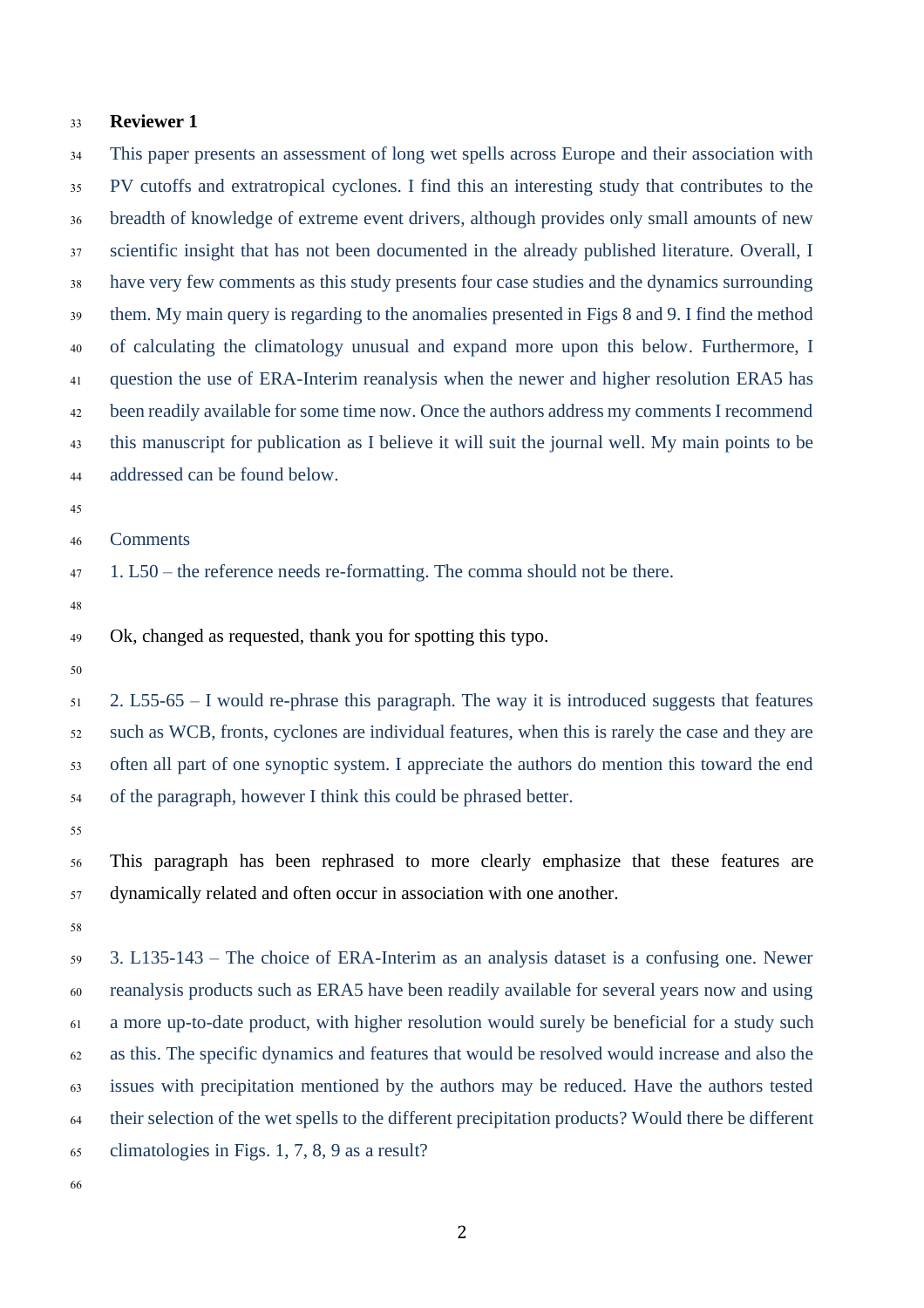**Reviewer 1**

This paper presents an assessment of long wet spells across Europe and their association with PV cutoffs and extratropical cyclones. I find this an interesting study that contributes to the breadth of knowledge of extreme event drivers, although provides only small amounts of new scientific insight that has not been documented in the already published literature. Overall, I have very few comments as this study presents four case studies and the dynamics surrounding them. My main query is regarding to the anomalies presented in Figs 8 and 9. I find the method of calculating the climatology unusual and expand more upon this below. Furthermore, I question the use of ERA-Interim reanalysis when the newer and higher resolution ERA5 has been readily available for some time now. Once the authors address my comments I recommend this manuscript for publication as I believe it will suit the journal well. My main points to be addressed can be found below.

Comments

1. L50 – the reference needs re-formatting. The comma should not be there.

Ok, changed as requested, thank you for spotting this typo.

2. L55-65 – I would re-phrase this paragraph. The way it is introduced suggests that features such as WCB, fronts, cyclones are individual features, when this is rarely the case and they are often all part of one synoptic system. I appreciate the authors do mention this toward the end of the paragraph, however I think this could be phrased better.

This paragraph has been rephrased to more clearly emphasize that these features are dynamically related and often occur in association with one another.

3. L135-143 – The choice of ERA-Interim as an analysis dataset is a confusing one. Newer reanalysis products such as ERA5 have been readily available for several years now and using a more up-to-date product, with higher resolution would surely be beneficial for a study such as this. The specific dynamics and features that would be resolved would increase and also the issues with precipitation mentioned by the authors may be reduced. Have the authors tested their selection of the wet spells to the different precipitation products? Would there be different climatologies in Figs. 1, 7, 8, 9 as a result?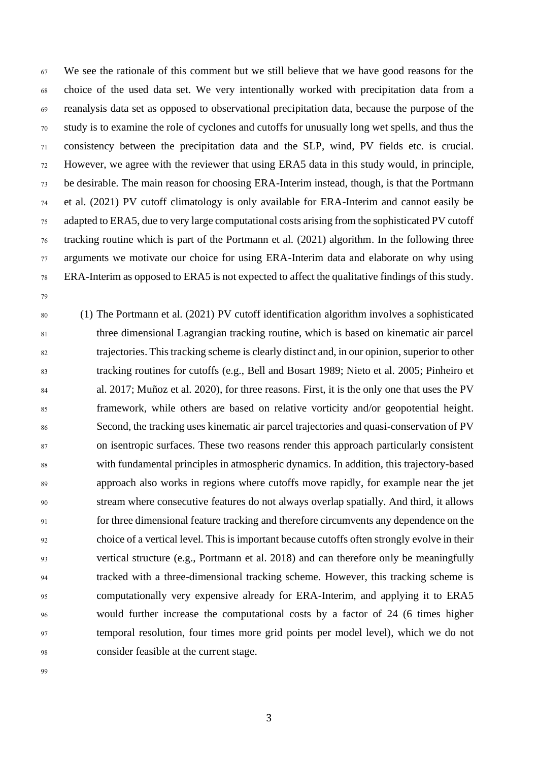We see the rationale of this comment but we still believe that we have good reasons for the choice of the used data set. We very intentionally worked with precipitation data from a reanalysis data set as opposed to observational precipitation data, because the purpose of the study is to examine the role of cyclones and cutoffs for unusually long wet spells, and thus the consistency between the precipitation data and the SLP, wind, PV fields etc. is crucial. However, we agree with the reviewer that using ERA5 data in this study would, in principle, be desirable. The main reason for choosing ERA-Interim instead, though, is that the Portmann et al. (2021) PV cutoff climatology is only available for ERA-Interim and cannot easily be adapted to ERA5, due to very large computational costs arising from the sophisticated PV cutoff tracking routine which is part of the Portmann et al. (2021) algorithm. In the following three arguments we motivate our choice for using ERA-Interim data and elaborate on why using ERA-Interim as opposed to ERA5 is not expected to affect the qualitative findings of this study.

(1) The Portmann et al. (2021) PV cutoff identification algorithm involves a sophisticated three dimensional Lagrangian tracking routine, which is based on kinematic air parcel trajectories. This tracking scheme is clearly distinct and, in our opinion, superior to other tracking routines for cutoffs (e.g., Bell and Bosart 1989; Nieto et al. 2005; Pinheiro et al. 2017; Muñoz et al. 2020), for three reasons. First, it is the only one that uses the PV framework, while others are based on relative vorticity and/or geopotential height. Second, the tracking uses kinematic air parcel trajectories and quasi-conservation of PV on isentropic surfaces. These two reasons render this approach particularly consistent with fundamental principles in atmospheric dynamics. In addition, this trajectory-based approach also works in regions where cutoffs move rapidly, for example near the jet stream where consecutive features do not always overlap spatially. And third, it allows for three dimensional feature tracking and therefore circumvents any dependence on the choice of a vertical level. This is important because cutoffs often strongly evolve in their vertical structure (e.g., Portmann et al. 2018) and can therefore only be meaningfully tracked with a three-dimensional tracking scheme. However, this tracking scheme is computationally very expensive already for ERA-Interim, and applying it to ERA5 would further increase the computational costs by a factor of 24 (6 times higher temporal resolution, four times more grid points per model level), which we do not consider feasible at the current stage.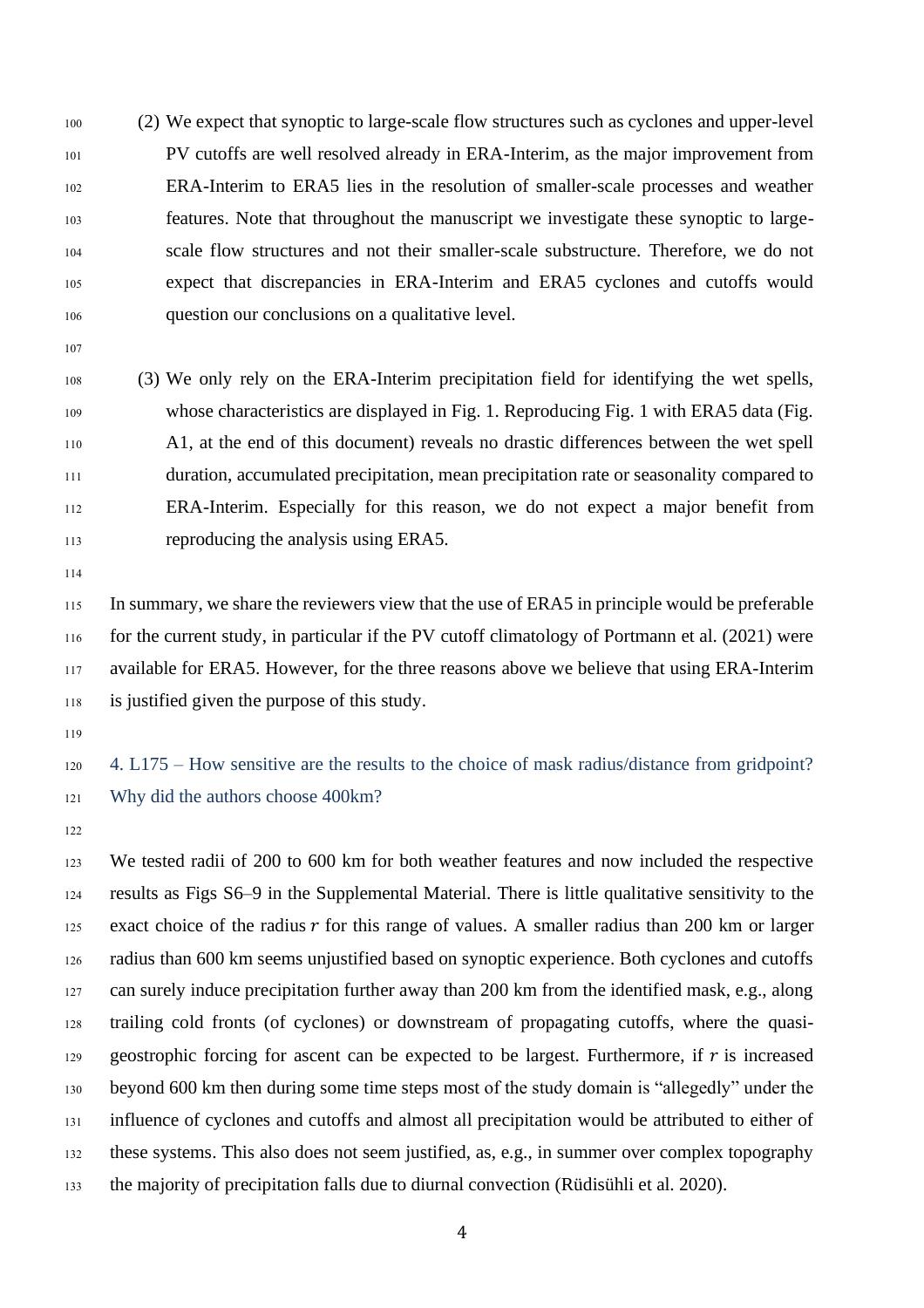(2) We expect that synoptic to large-scale flow structures such as cyclones and upper-level PV cutoffs are well resolved already in ERA-Interim, as the major improvement from ERA-Interim to ERA5 lies in the resolution of smaller-scale processes and weather features. Note that throughout the manuscript we investigate these synoptic to large-scale flow structures and not their smaller-scale substructure. Therefore, we do not expect that discrepancies in ERA-Interim and ERA5 cyclones and cutoffs would question our conclusions on a qualitative level.

(3) We only rely on the ERA-Interim precipitation field for identifying the wet spells, whose characteristics are displayed in Fig. 1. Reproducing Fig. 1 with ERA5 data (Fig. A1, at the end of this document) reveals no drastic differences between the wet spell duration, accumulated precipitation, mean precipitation rate or seasonality compared to ERA-Interim. Especially for this reason, we do not expect a major benefit from reproducing the analysis using ERA5.

In summary, we share the reviewers view that the use of ERA5 in principle would be preferable for the current study, in particular if the PV cutoff climatology of Portmann et al. (2021) were available for ERA5. However, for the three reasons above we believe that using ERA-Interim is justified given the purpose of this study.

4. L175 – How sensitive are the results to the choice of mask radius/distance from gridpoint? Why did the authors choose 400km?

We tested radii of 200 to 600 km for both weather features and now included the respective results as Figs S6–9 in the Supplemental Material. There is little qualitative sensitivity to the exact choice of the radius $r$ for this range of values. A smaller radius than 200 km or larger radius than 600 km seems unjustified based on synoptic experience. Both cyclones and cutoffs can surely induce precipitation further away than 200 km from the identified mask, e.g., along trailing cold fronts (of cyclones) or downstream of propagating cutoffs, where the quasi-geostrophic forcing for ascent can be expected to be largest. Furthermore, if $r$ is increased beyond 600 km then during some time steps most of the study domain is "allegedly" under the influence of cyclones and cutoffs and almost all precipitation would be attributed to either of these systems. This also does not seem justified, as, e.g., in summer over complex topography the majority of precipitation falls due to diurnal convection (Rüdisühli et al. 2020).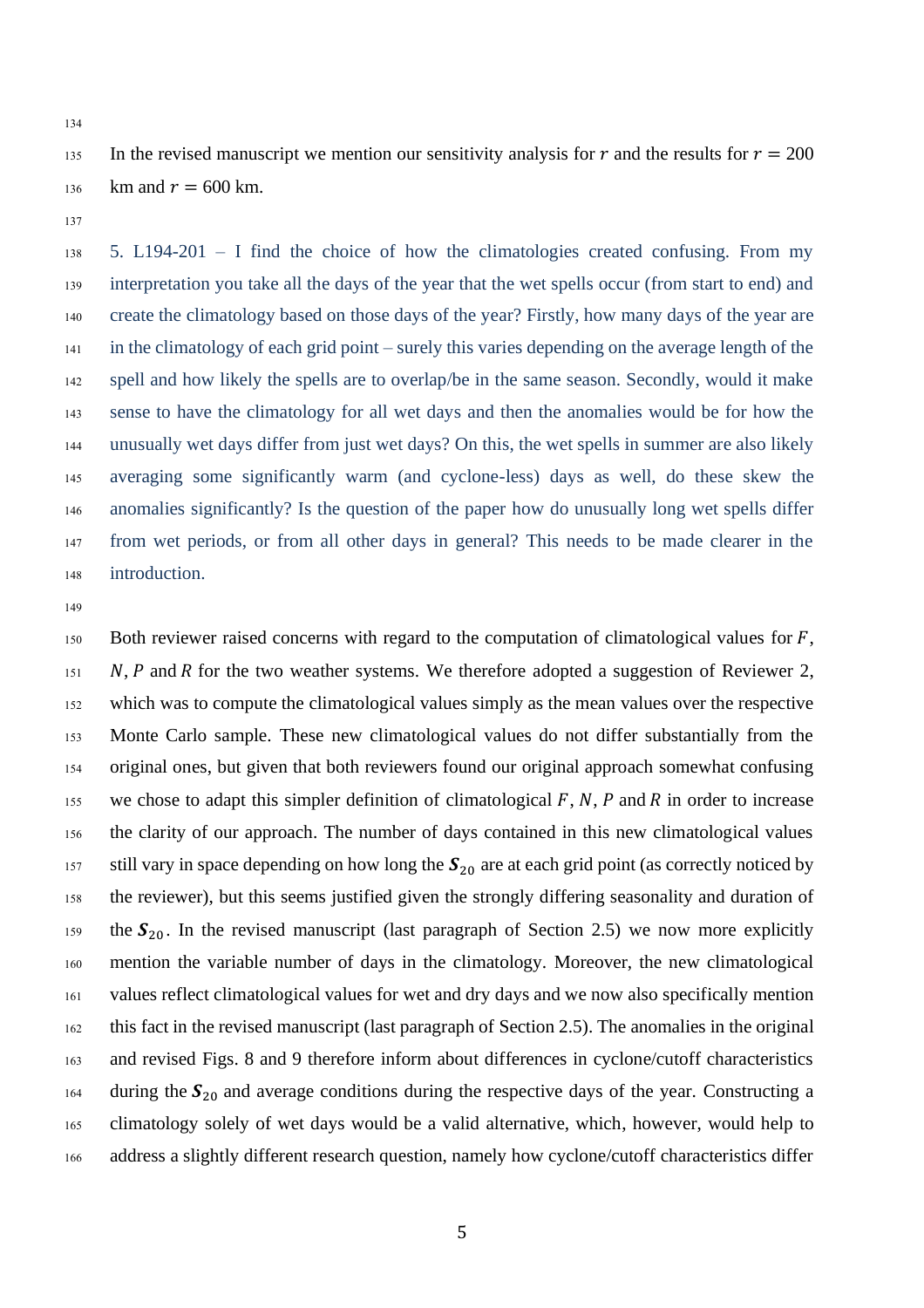In the revised manuscript we mention our sensitivity analysis for $r$ and the results for $r = 200$ km and $r = 600$ km.

5. L194-201 – I find the choice of how the climatologies created confusing. From my interpretation you take all the days of the year that the wet spells occur (from start to end) and create the climatology based on those days of the year? Firstly, how many days of the year are in the climatology of each grid point – surely this varies depending on the average length of the spell and how likely the spells are to overlap/be in the same season. Secondly, would it make sense to have the climatology for all wet days and then the anomalies would be for how the unusually wet days differ from just wet days? On this, the wet spells in summer are also likely averaging some significantly warm (and cyclone-less) days as well, do these skew the anomalies significantly? Is the question of the paper how do unusually long wet spells differ from wet periods, or from all other days in general? This needs to be made clearer in the introduction.

Both reviewer raised concerns with regard to the computation of climatological values for $F$, $N$, $P$ and $R$ for the two weather systems. We therefore adopted a suggestion of Reviewer 2, which was to compute the climatological values simply as the mean values over the respective Monte Carlo sample. These new climatological values do not differ substantially from the original ones, but given that both reviewers found our original approach somewhat confusing we chose to adapt this simpler definition of climatological $F$, $N$, $P$ and $R$ in order to increase the clarity of our approach. The number of days contained in this new climatological values still vary in space depending on how long the $\boldsymbol{S}_{20}$ are at each grid point (as correctly noticed by the reviewer), but this seems justified given the strongly differing seasonality and duration of the $\boldsymbol{S}_{20}$. In the revised manuscript (last paragraph of Section 2.5) we now more explicitly mention the variable number of days in the climatology. Moreover, the new climatological values reflect climatological values for wet and dry days and we now also specifically mention this fact in the revised manuscript (last paragraph of Section 2.5). The anomalies in the original and revised Figs. 8 and 9 therefore inform about differences in cyclone/cutoff characteristics during the $\boldsymbol{S}_{20}$ and average conditions during the respective days of the year. Constructing a climatology solely of wet days would be a valid alternative, which, however, would help to address a slightly different research question, namely how cyclone/cutoff characteristics differ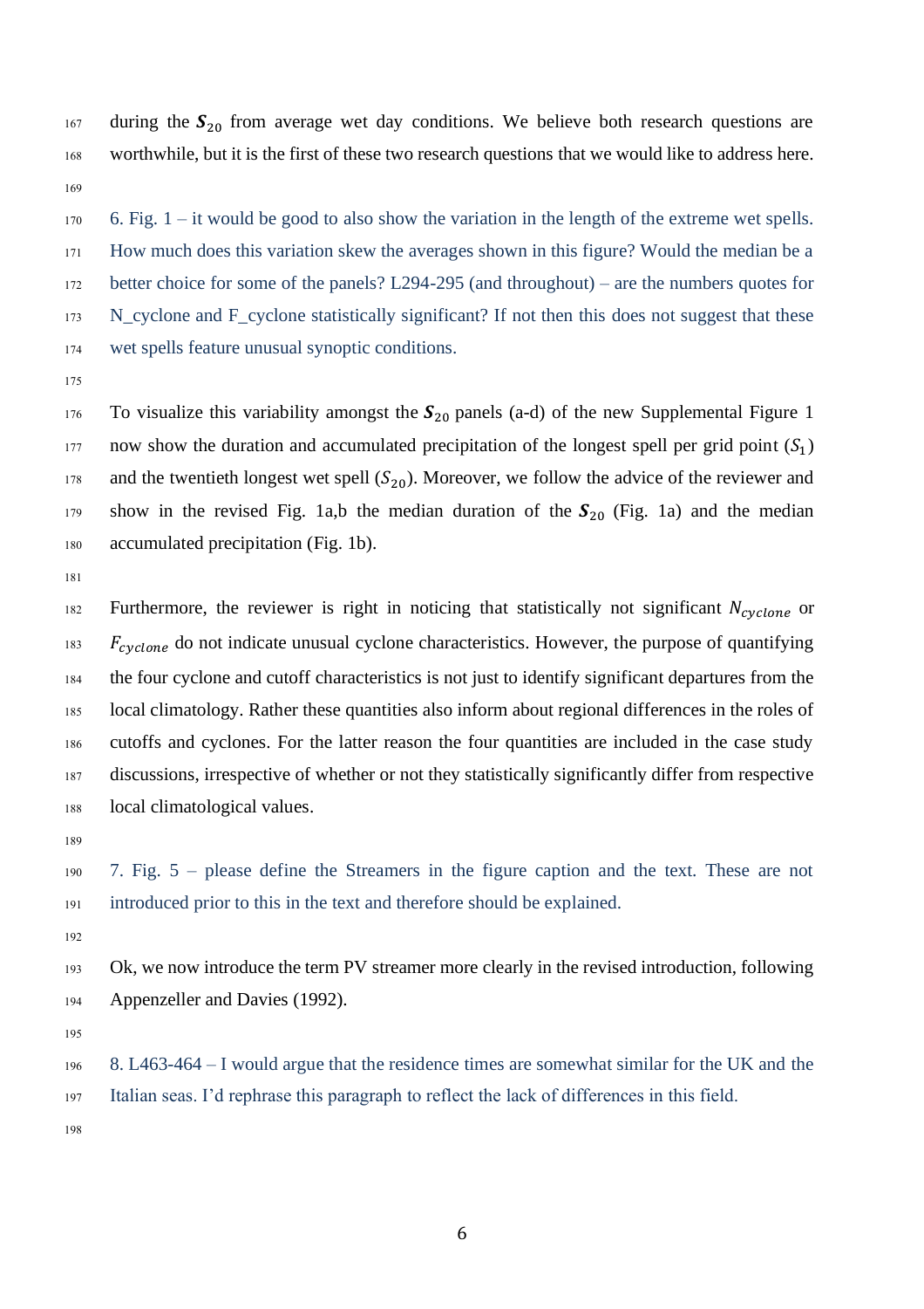during the $\boldsymbol{S}_{20}$ from average wet day conditions. We believe both research questions are worthwhile, but it is the first of these two research questions that we would like to address here.

6. Fig. 1 – it would be good to also show the variation in the length of the extreme wet spells. How much does this variation skew the averages shown in this figure? Would the median be a better choice for some of the panels? L294-295 (and throughout) – are the numbers quotes for N_cyclone and F_cyclone statistically significant? If not then this does not suggest that these wet spells feature unusual synoptic conditions.

To visualize this variability amongst the $\boldsymbol{S}_{20}$ panels (a-d) of the new Supplemental Figure 1 now show the duration and accumulated precipitation of the longest spell per grid point ($S_1$) and the twentieth longest wet spell ($S_{20}$). Moreover, we follow the advice of the reviewer and show in the revised Fig. 1a,b the median duration of the $\boldsymbol{S}_{20}$ (Fig. 1a) and the median accumulated precipitation (Fig. 1b).

Furthermore, the reviewer is right in noticing that statistically not significant $N_{cyclone}$ or $F_{cyclone}$ do not indicate unusual cyclone characteristics. However, the purpose of quantifying the four cyclone and cutoff characteristics is not just to identify significant departures from the local climatology. Rather these quantities also inform about regional differences in the roles of cutoffs and cyclones. For the latter reason the four quantities are included in the case study discussions, irrespective of whether or not they statistically significantly differ from respective local climatological values.

7. Fig. 5 – please define the Streamers in the figure caption and the text. These are not introduced prior to this in the text and therefore should be explained.

Ok, we now introduce the term PV streamer more clearly in the revised introduction, following Appenzeller and Davies (1992).

8. L463-464 – I would argue that the residence times are somewhat similar for the UK and the Italian seas. I'd rephrase this paragraph to reflect the lack of differences in this field.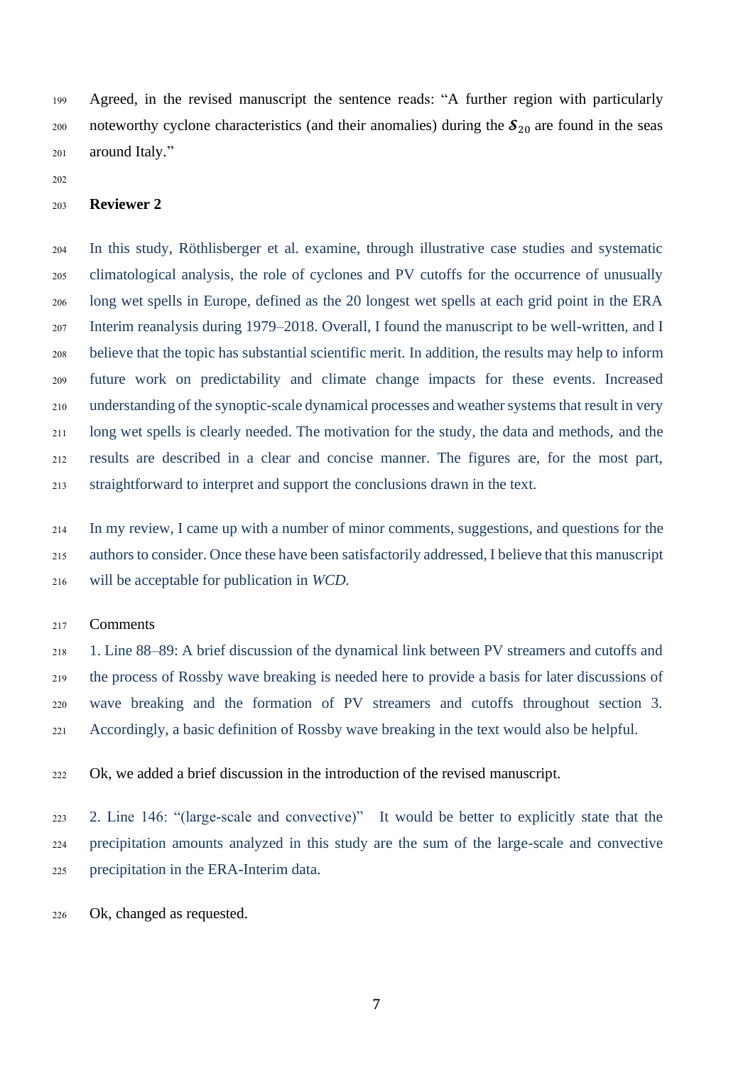Agreed, in the revised manuscript the sentence reads: "A further region with particularly noteworthy cyclone characteristics (and their anomalies) during the $\boldsymbol{S}_{20}$ are found in the seas around Italy."

**Reviewer 2**

In this study, Röthlisberger et al. examine, through illustrative case studies and systematic climatological analysis, the role of cyclones and PV cutoffs for the occurrence of unusually long wet spells in Europe, defined as the 20 longest wet spells at each grid point in the ERA Interim reanalysis during 1979–2018. Overall, I found the manuscript to be well-written, and I believe that the topic has substantial scientific merit. In addition, the results may help to inform future work on predictability and climate change impacts for these events. Increased understanding of the synoptic-scale dynamical processes and weather systems that result in very long wet spells is clearly needed. The motivation for the study, the data and methods, and the results are described in a clear and concise manner. The figures are, for the most part, straightforward to interpret and support the conclusions drawn in the text.

In my review, I came up with a number of minor comments, suggestions, and questions for the authors to consider. Once these have been satisfactorily addressed, I believe that this manuscript will be acceptable for publication in *WCD.*

Comments

1. Line 88–89: A brief discussion of the dynamical link between PV streamers and cutoffs and the process of Rossby wave breaking is needed here to provide a basis for later discussions of wave breaking and the formation of PV streamers and cutoffs throughout section 3. Accordingly, a basic definition of Rossby wave breaking in the text would also be helpful.

Ok, we added a brief discussion in the introduction of the revised manuscript.

2. Line 146: "(large-scale and convective)" It would be better to explicitly state that the precipitation amounts analyzed in this study are the sum of the large-scale and convective precipitation in the ERA-Interim data.

Ok, changed as requested.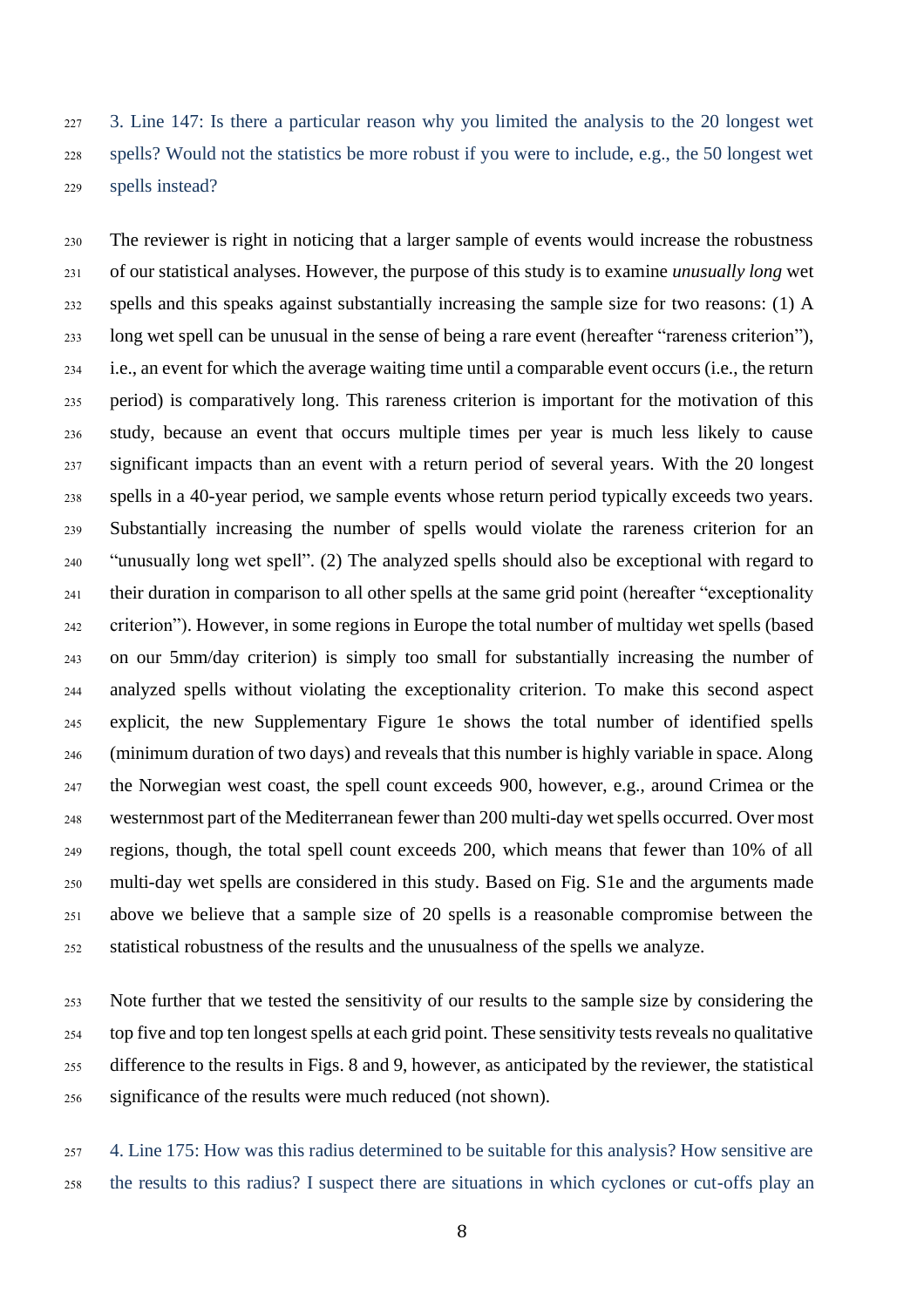3. Line 147: Is there a particular reason why you limited the analysis to the 20 longest wet spells? Would not the statistics be more robust if you were to include, e.g., the 50 longest wet spells instead?

The reviewer is right in noticing that a larger sample of events would increase the robustness of our statistical analyses. However, the purpose of this study is to examine *unusually long* wet spells and this speaks against substantially increasing the sample size for two reasons: (1) A long wet spell can be unusual in the sense of being a rare event (hereafter "rareness criterion"), i.e., an event for which the average waiting time until a comparable event occurs (i.e., the return period) is comparatively long. This rareness criterion is important for the motivation of this study, because an event that occurs multiple times per year is much less likely to cause significant impacts than an event with a return period of several years. With the 20 longest spells in a 40-year period, we sample events whose return period typically exceeds two years. Substantially increasing the number of spells would violate the rareness criterion for an "unusually long wet spell". (2) The analyzed spells should also be exceptional with regard to their duration in comparison to all other spells at the same grid point (hereafter "exceptionality criterion"). However, in some regions in Europe the total number of multiday wet spells (based on our 5mm/day criterion) is simply too small for substantially increasing the number of analyzed spells without violating the exceptionality criterion. To make this second aspect explicit, the new Supplementary Figure 1e shows the total number of identified spells (minimum duration of two days) and reveals that this number is highly variable in space. Along the Norwegian west coast, the spell count exceeds 900, however, e.g., around Crimea or the westernmost part of the Mediterranean fewer than 200 multi-day wet spells occurred. Over most regions, though, the total spell count exceeds 200, which means that fewer than 10% of all multi-day wet spells are considered in this study. Based on Fig. S1e and the arguments made above we believe that a sample size of 20 spells is a reasonable compromise between the statistical robustness of the results and the unusualness of the spells we analyze.

Note further that we tested the sensitivity of our results to the sample size by considering the top five and top ten longest spells at each grid point. These sensitivity tests reveals no qualitative difference to the results in Figs. 8 and 9, however, as anticipated by the reviewer, the statistical significance of the results were much reduced (not shown).

4. Line 175: How was this radius determined to be suitable for this analysis? How sensitive are the results to this radius? I suspect there are situations in which cyclones or cut-offs play an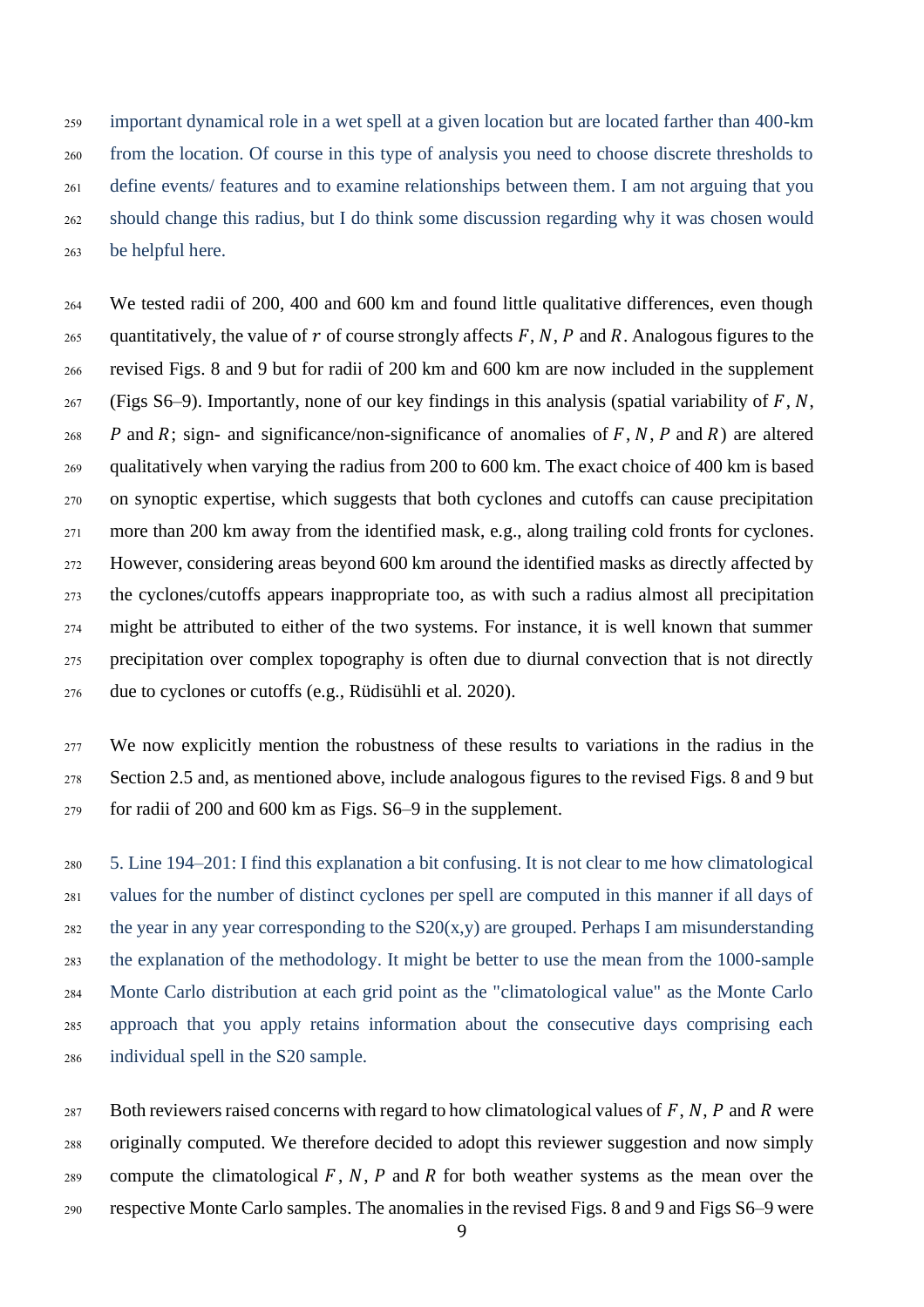important dynamical role in a wet spell at a given location but are located farther than 400-km from the location. Of course in this type of analysis you need to choose discrete thresholds to define events/ features and to examine relationships between them. I am not arguing that you should change this radius, but I do think some discussion regarding why it was chosen would be helpful here.

We tested radii of 200, 400 and 600 km and found little qualitative differences, even though quantitatively, the value of $r$ of course strongly affects $F$, $N$, $P$ and $R$. Analogous figures to the revised Figs. 8 and 9 but for radii of 200 km and 600 km are now included in the supplement (Figs S6–9). Importantly, none of our key findings in this analysis (spatial variability of $F$, $N$, $P$ and $R$; sign- and significance/non-significance of anomalies of $F$, $N$, $P$ and $R$) are altered qualitatively when varying the radius from 200 to 600 km. The exact choice of 400 km is based on synoptic expertise, which suggests that both cyclones and cutoffs can cause precipitation more than 200 km away from the identified mask, e.g., along trailing cold fronts for cyclones. However, considering areas beyond 600 km around the identified masks as directly affected by the cyclones/cutoffs appears inappropriate too, as with such a radius almost all precipitation might be attributed to either of the two systems. For instance, it is well known that summer precipitation over complex topography is often due to diurnal convection that is not directly due to cyclones or cutoffs (e.g., Rüdisühli et al. 2020).

We now explicitly mention the robustness of these results to variations in the radius in the Section 2.5 and, as mentioned above, include analogous figures to the revised Figs. 8 and 9 but for radii of 200 and 600 km as Figs. S6–9 in the supplement.

5. Line 194–201: I find this explanation a bit confusing. It is not clear to me how climatological values for the number of distinct cyclones per spell are computed in this manner if all days of the year in any year corresponding to the S20(x,y) are grouped. Perhaps I am misunderstanding the explanation of the methodology. It might be better to use the mean from the 1000-sample Monte Carlo distribution at each grid point as the "climatological value" as the Monte Carlo approach that you apply retains information about the consecutive days comprising each individual spell in the S20 sample.

Both reviewers raised concerns with regard to how climatological values of $F$, $N$, $P$ and $R$ were originally computed. We therefore decided to adopt this reviewer suggestion and now simply compute the climatological $F$, $N$, $P$ and $R$ for both weather systems as the mean over the respective Monte Carlo samples. The anomalies in the revised Figs. 8 and 9 and Figs S6–9 were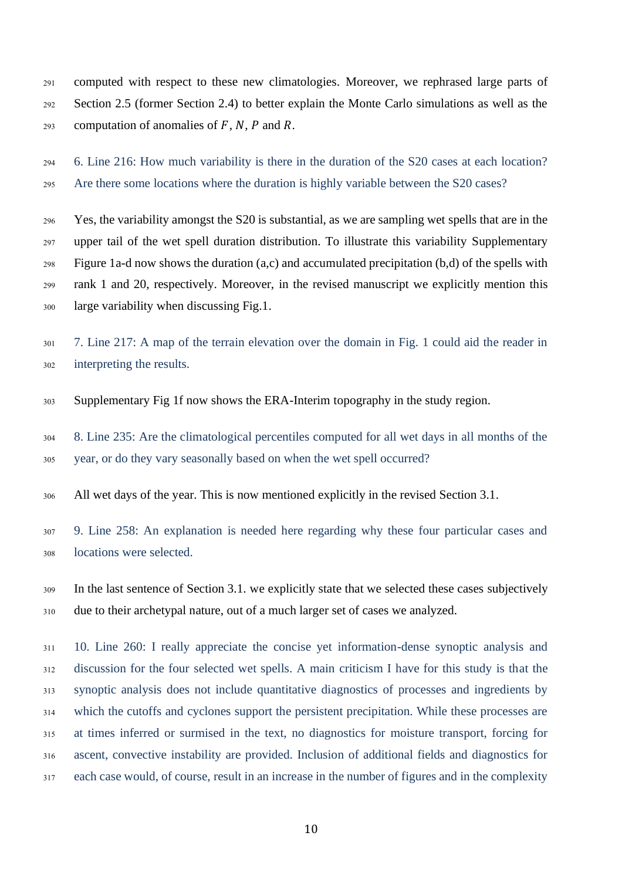computed with respect to these new climatologies. Moreover, we rephrased large parts of Section 2.5 (former Section 2.4) to better explain the Monte Carlo simulations as well as the computation of anomalies of $F$, $N$, $P$ and $R$.

6. Line 216: How much variability is there in the duration of the S20 cases at each location? Are there some locations where the duration is highly variable between the S20 cases?

Yes, the variability amongst the S20 is substantial, as we are sampling wet spells that are in the upper tail of the wet spell duration distribution. To illustrate this variability Supplementary Figure 1a-d now shows the duration (a,c) and accumulated precipitation (b,d) of the spells with rank 1 and 20, respectively. Moreover, in the revised manuscript we explicitly mention this large variability when discussing Fig.1.

7. Line 217: A map of the terrain elevation over the domain in Fig. 1 could aid the reader in interpreting the results.

Supplementary Fig 1f now shows the ERA-Interim topography in the study region.

8. Line 235: Are the climatological percentiles computed for all wet days in all months of the year, or do they vary seasonally based on when the wet spell occurred?

All wet days of the year. This is now mentioned explicitly in the revised Section 3.1.

9. Line 258: An explanation is needed here regarding why these four particular cases and locations were selected.

In the last sentence of Section 3.1. we explicitly state that we selected these cases subjectively due to their archetypal nature, out of a much larger set of cases we analyzed.

10. Line 260: I really appreciate the concise yet information-dense synoptic analysis and discussion for the four selected wet spells. A main criticism I have for this study is that the synoptic analysis does not include quantitative diagnostics of processes and ingredients by which the cutoffs and cyclones support the persistent precipitation. While these processes are at times inferred or surmised in the text, no diagnostics for moisture transport, forcing for ascent, convective instability are provided. Inclusion of additional fields and diagnostics for each case would, of course, result in an increase in the number of figures and in the complexity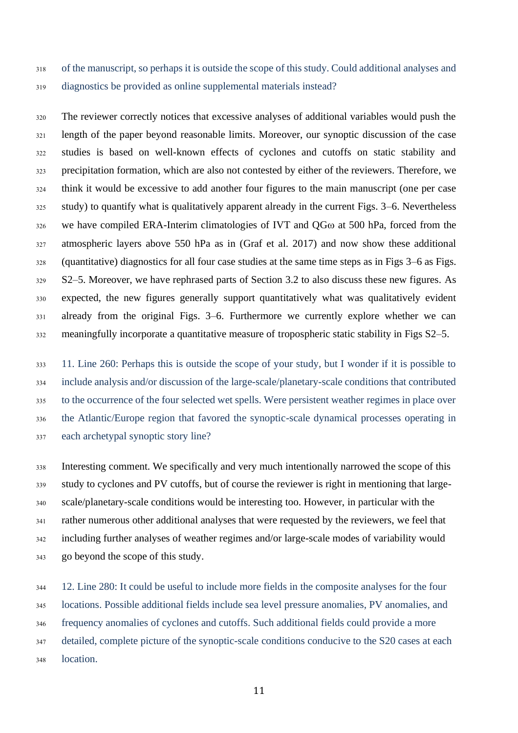of the manuscript, so perhaps it is outside the scope of this study. Could additional analyses and diagnostics be provided as online supplemental materials instead?

The reviewer correctly notices that excessive analyses of additional variables would push the length of the paper beyond reasonable limits. Moreover, our synoptic discussion of the case studies is based on well-known effects of cyclones and cutoffs on static stability and precipitation formation, which are also not contested by either of the reviewers. Therefore, we think it would be excessive to add another four figures to the main manuscript (one per case study) to quantify what is qualitatively apparent already in the current Figs. 3–6. Nevertheless we have compiled ERA-Interim climatologies of IVT and QG$\omega$ at 500 hPa, forced from the atmospheric layers above 550 hPa as in (Graf et al. 2017) and now show these additional (quantitative) diagnostics for all four case studies at the same time steps as in Figs 3–6 as Figs. S2–5. Moreover, we have rephrased parts of Section 3.2 to also discuss these new figures. As expected, the new figures generally support quantitatively what was qualitatively evident already from the original Figs. 3–6. Furthermore we currently explore whether we can meaningfully incorporate a quantitative measure of tropospheric static stability in Figs S2–5.

11. Line 260: Perhaps this is outside the scope of your study, but I wonder if it is possible to include analysis and/or discussion of the large-scale/planetary-scale conditions that contributed to the occurrence of the four selected wet spells. Were persistent weather regimes in place over the Atlantic/Europe region that favored the synoptic-scale dynamical processes operating in each archetypal synoptic story line?

Interesting comment. We specifically and very much intentionally narrowed the scope of this study to cyclones and PV cutoffs, but of course the reviewer is right in mentioning that large-scale/planetary-scale conditions would be interesting too. However, in particular with the rather numerous other additional analyses that were requested by the reviewers, we feel that including further analyses of weather regimes and/or large-scale modes of variability would go beyond the scope of this study.

12. Line 280: It could be useful to include more fields in the composite analyses for the four locations. Possible additional fields include sea level pressure anomalies, PV anomalies, and frequency anomalies of cyclones and cutoffs. Such additional fields could provide a more detailed, complete picture of the synoptic-scale conditions conducive to the S20 cases at each location.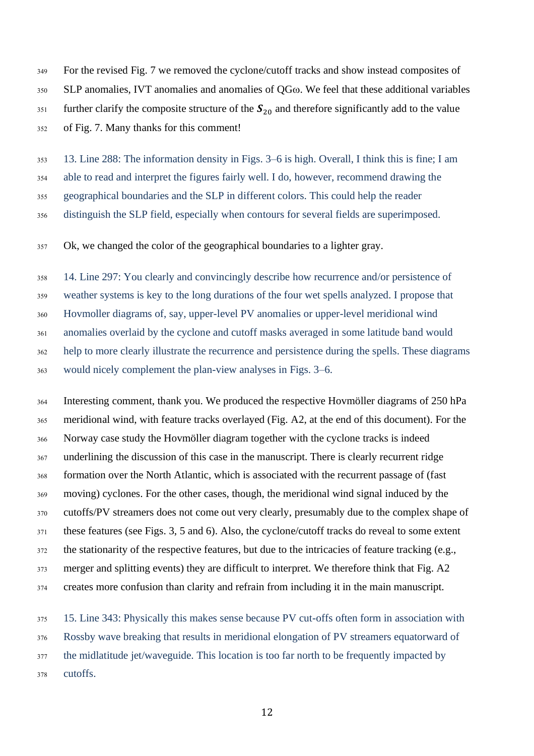For the revised Fig. 7 we removed the cyclone/cutoff tracks and show instead composites of SLP anomalies, IVT anomalies and anomalies of QGω. We feel that these additional variables further clarify the composite structure of the $\boldsymbol{S}_{20}$ and therefore significantly add to the value of Fig. 7. Many thanks for this comment!

13. Line 288: The information density in Figs. 3–6 is high. Overall, I think this is fine; I am able to read and interpret the figures fairly well. I do, however, recommend drawing the geographical boundaries and the SLP in different colors. This could help the reader distinguish the SLP field, especially when contours for several fields are superimposed.

Ok, we changed the color of the geographical boundaries to a lighter gray.

14. Line 297: You clearly and convincingly describe how recurrence and/or persistence of weather systems is key to the long durations of the four wet spells analyzed. I propose that Hovmoller diagrams of, say, upper-level PV anomalies or upper-level meridional wind anomalies overlaid by the cyclone and cutoff masks averaged in some latitude band would help to more clearly illustrate the recurrence and persistence during the spells. These diagrams would nicely complement the plan-view analyses in Figs. 3–6.

Interesting comment, thank you. We produced the respective Hovmöller diagrams of 250 hPa meridional wind, with feature tracks overlayed (Fig. A2, at the end of this document). For the Norway case study the Hovmöller diagram together with the cyclone tracks is indeed underlining the discussion of this case in the manuscript. There is clearly recurrent ridge formation over the North Atlantic, which is associated with the recurrent passage of (fast moving) cyclones. For the other cases, though, the meridional wind signal induced by the cutoffs/PV streamers does not come out very clearly, presumably due to the complex shape of these features (see Figs. 3, 5 and 6). Also, the cyclone/cutoff tracks do reveal to some extent the stationarity of the respective features, but due to the intricacies of feature tracking (e.g., merger and splitting events) they are difficult to interpret. We therefore think that Fig. A2 creates more confusion than clarity and refrain from including it in the main manuscript.

15. Line 343: Physically this makes sense because PV cut-offs often form in association with Rossby wave breaking that results in meridional elongation of PV streamers equatorward of the midlatitude jet/waveguide. This location is too far north to be frequently impacted by cutoffs.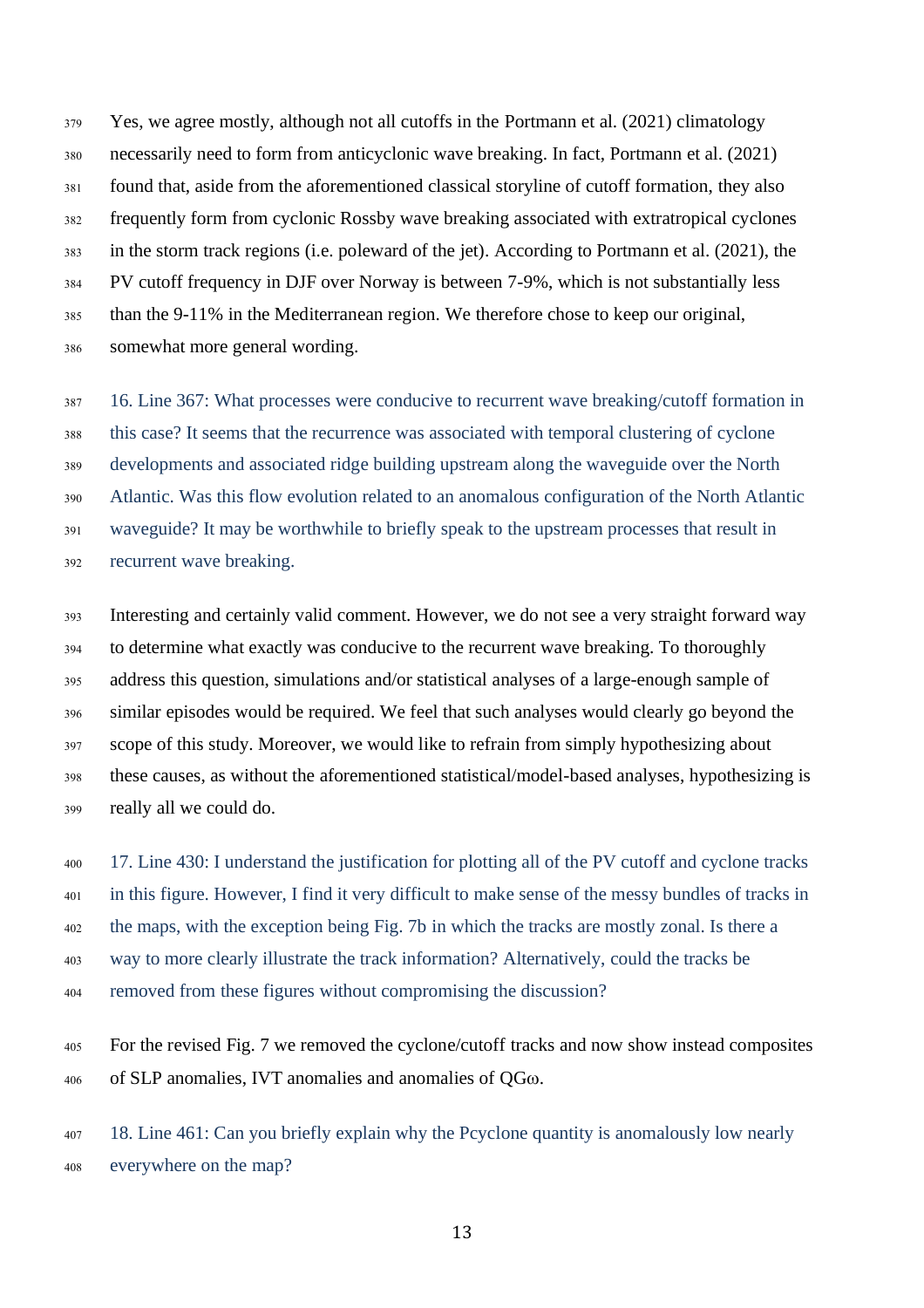Yes, we agree mostly, although not all cutoffs in the Portmann et al. (2021) climatology necessarily need to form from anticyclonic wave breaking. In fact, Portmann et al. (2021) found that, aside from the aforementioned classical storyline of cutoff formation, they also frequently form from cyclonic Rossby wave breaking associated with extratropical cyclones in the storm track regions (i.e. poleward of the jet). According to Portmann et al. (2021), the PV cutoff frequency in DJF over Norway is between 7-9%, which is not substantially less than the 9-11% in the Mediterranean region. We therefore chose to keep our original, somewhat more general wording.

16. Line 367: What processes were conducive to recurrent wave breaking/cutoff formation in this case? It seems that the recurrence was associated with temporal clustering of cyclone developments and associated ridge building upstream along the waveguide over the North Atlantic. Was this flow evolution related to an anomalous configuration of the North Atlantic waveguide? It may be worthwhile to briefly speak to the upstream processes that result in recurrent wave breaking.

Interesting and certainly valid comment. However, we do not see a very straight forward way to determine what exactly was conducive to the recurrent wave breaking. To thoroughly address this question, simulations and/or statistical analyses of a large-enough sample of similar episodes would be required. We feel that such analyses would clearly go beyond the scope of this study. Moreover, we would like to refrain from simply hypothesizing about these causes, as without the aforementioned statistical/model-based analyses, hypothesizing is really all we could do.

17. Line 430: I understand the justification for plotting all of the PV cutoff and cyclone tracks in this figure. However, I find it very difficult to make sense of the messy bundles of tracks in the maps, with the exception being Fig. 7b in which the tracks are mostly zonal. Is there a way to more clearly illustrate the track information? Alternatively, could the tracks be removed from these figures without compromising the discussion?

For the revised Fig. 7 we removed the cyclone/cutoff tracks and now show instead composites of SLP anomalies, IVT anomalies and anomalies of QG$\omega$.

18. Line 461: Can you briefly explain why the Pcyclone quantity is anomalously low nearly everywhere on the map?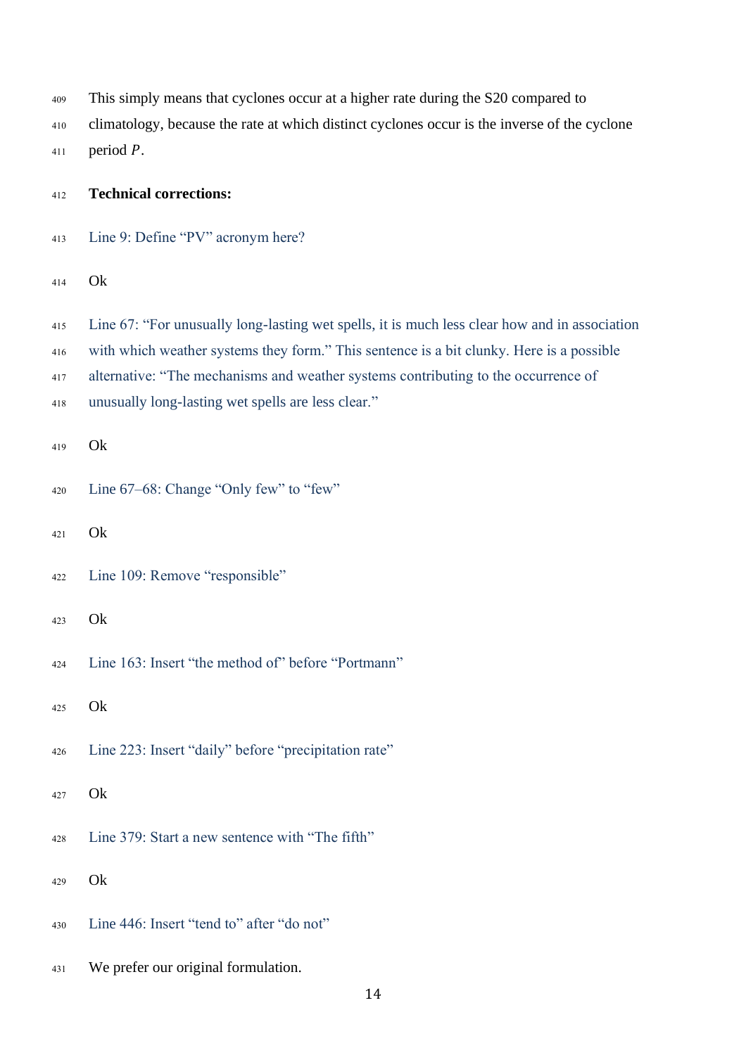This simply means that cyclones occur at a higher rate during the S20 compared to climatology, because the rate at which distinct cyclones occur is the inverse of the cyclone period $P$.

**Technical corrections:**

Line 9: Define “PV” acronym here?

Ok

Line 67: “For unusually long-lasting wet spells, it is much less clear how and in association with which weather systems they form.” This sentence is a bit clunky. Here is a possible alternative: “The mechanisms and weather systems contributing to the occurrence of unusually long-lasting wet spells are less clear.”

Ok

Line 67–68: Change “Only few” to “few”

Ok

Line 109: Remove “responsible”

Ok

Line 163: Insert “the method of” before “Portmann”

Ok

Line 223: Insert “daily” before “precipitation rate”

Ok

Line 379: Start a new sentence with “The fifth”

Ok

Line 446: Insert “tend to” after “do not”

We prefer our original formulation.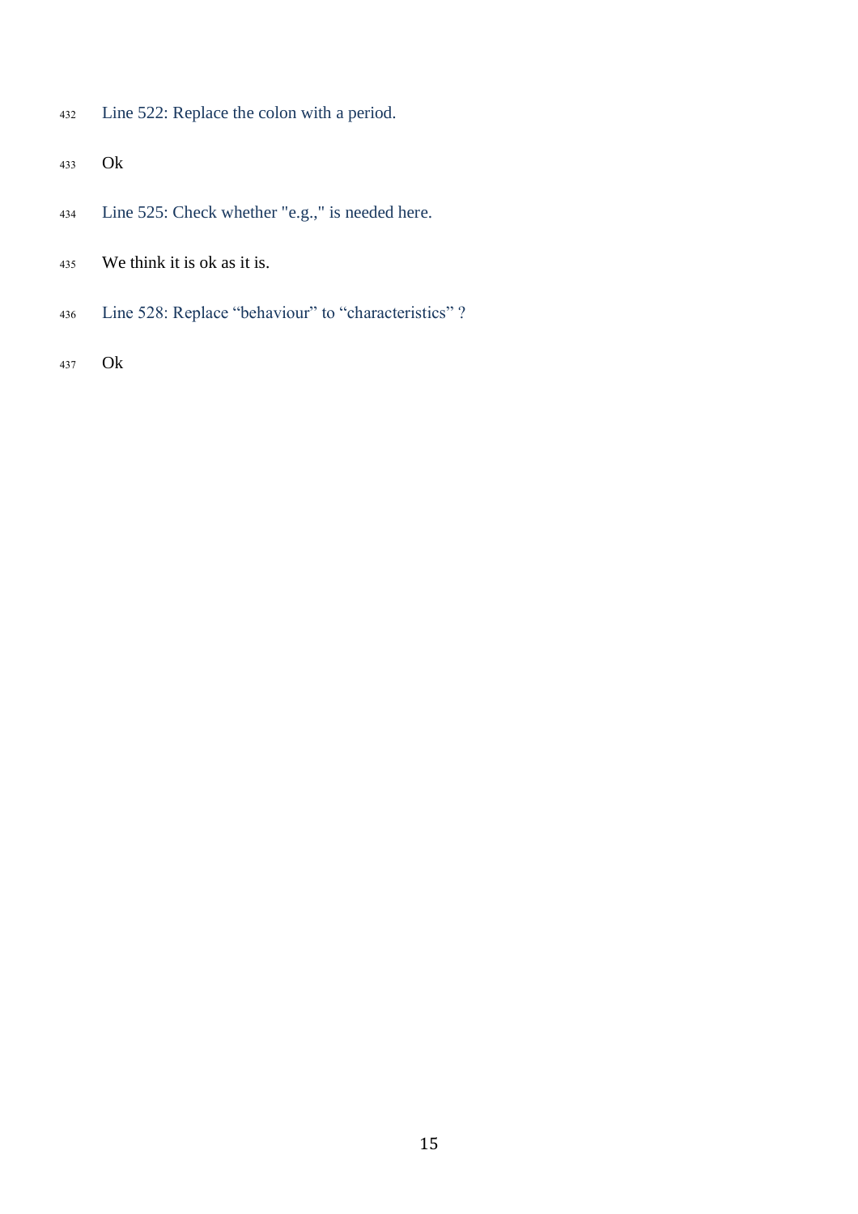Line 522: Replace the colon with a period.

Ok

Line 525: Check whether "e.g.," is needed here.

We think it is ok as it is.

Line 528: Replace "behaviour" to "characteristics" ?

Ok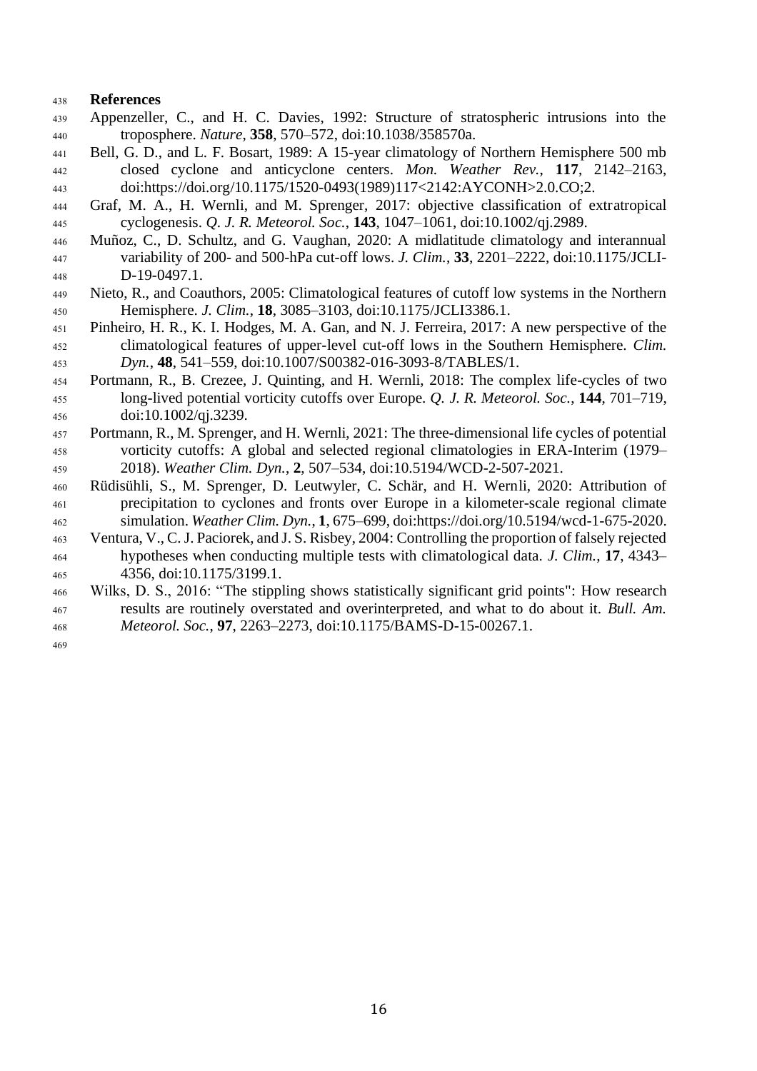## References

Appenzeller, C., and H. C. Davies, 1992: Structure of stratospheric intrusions into the troposphere. *Nature*, **358**, 570–572, doi:10.1038/358570a.

Bell, G. D., and L. F. Bosart, 1989: A 15-year climatology of Northern Hemisphere 500 mb closed cyclone and anticyclone centers. *Mon. Weather Rev.*, **117**, 2142–2163, doi:https://doi.org/10.1175/1520-0493(1989)117<2142:AYCONH>2.0.CO;2.

Graf, M. A., H. Wernli, and M. Sprenger, 2017: objective classification of extratropical cyclogenesis. *Q. J. R. Meteorol. Soc.*, **143**, 1047–1061, doi:10.1002/qj.2989.

Muñoz, C., D. Schultz, and G. Vaughan, 2020: A midlatitude climatology and interannual variability of 200- and 500-hPa cut-off lows. *J. Clim.*, **33**, 2201–2222, doi:10.1175/JCLI-D-19-0497.1.

Nieto, R., and Coauthors, 2005: Climatological features of cutoff low systems in the Northern Hemisphere. *J. Clim.*, **18**, 3085–3103, doi:10.1175/JCLI3386.1.

Pinheiro, H. R., K. I. Hodges, M. A. Gan, and N. J. Ferreira, 2017: A new perspective of the climatological features of upper-level cut-off lows in the Southern Hemisphere. *Clim. Dyn.*, **48**, 541–559, doi:10.1007/S00382-016-3093-8/TABLES/1.

Portmann, R., B. Crezee, J. Quinting, and H. Wernli, 2018: The complex life-cycles of two long-lived potential vorticity cutoffs over Europe. *Q. J. R. Meteorol. Soc.*, **144**, 701–719, doi:10.1002/qj.3239.

Portmann, R., M. Sprenger, and H. Wernli, 2021: The three-dimensional life cycles of potential vorticity cutoffs: A global and selected regional climatologies in ERA-Interim (1979–2018). *Weather Clim. Dyn.*, **2**, 507–534, doi:10.5194/WCD-2-507-2021.

Rüdisühli, S., M. Sprenger, D. Leutwyler, C. Schär, and H. Wernli, 2020: Attribution of precipitation to cyclones and fronts over Europe in a kilometer-scale regional climate simulation. *Weather Clim. Dyn.*, **1**, 675–699, doi:https://doi.org/10.5194/wcd-1-675-2020.

Ventura, V., C. J. Paciorek, and J. S. Risbey, 2004: Controlling the proportion of falsely rejected hypotheses when conducting multiple tests with climatological data. *J. Clim.*, **17**, 4343–4356, doi:10.1175/3199.1.

Wilks, D. S., 2016: "The stippling shows statistically significant grid points": How research results are routinely overstated and overinterpreted, and what to do about it. *Bull. Am. Meteorol. Soc.*, **97**, 2263–2273, doi:10.1175/BAMS-D-15-00267.1.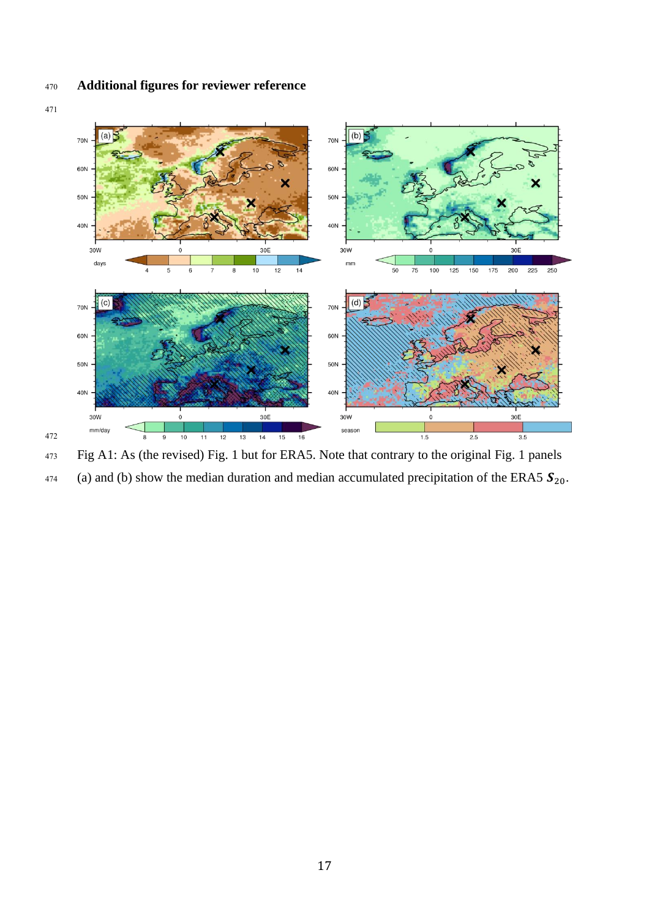**Additional figures for reviewer reference**

Fig A1: As (the revised) Fig. 1 but for ERA5. Note that contrary to the original Fig. 1 panels (a) and (b) show the median duration and median accumulated precipitation of the ERA5 $\boldsymbol{S}_{20}$.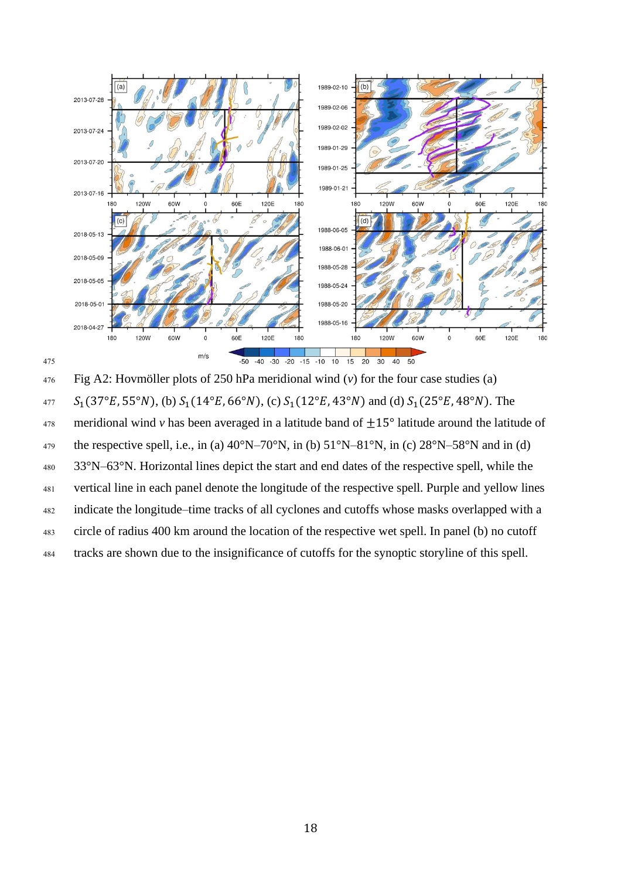(a)

2013-07-28

2013-07-24

2013-07-20

2013-07-16

180 120W 60W 0 60E 120E 180

(b)

1989-02-10

1989-02-06

1989-02-02

1989-01-29

1989-01-25

1989-01-21

180 120W 60W 0 60E 120E 180

(c)

2018-05-13

2018-05-09

2018-05-05

2018-05-01

2018-04-27

180 120W 60W 0 60E 120E 180

(d)

1988-06-05

1988-06-01

1988-05-28

1988-05-24

1988-05-20

1988-05-16

180 120W 60W 0 60E 120E 180

m/s

-50 -40 -30 -20 -15 -10 10 15 20 30 40 50

Fig A2: Hovmöller plots of 250 hPa meridional wind ($v$) for the four case studies (a) $S_1(37°E, 55°N)$, (b) $S_1(14°E, 66°N)$, (c) $S_1(12°E, 43°N)$ and (d) $S_1(25°E, 48°N)$. The meridional wind $v$ has been averaged in a latitude band of $\pm 15°$ latitude around the latitude of the respective spell, i.e., in (a) 40°N–70°N, in (b) 51°N–81°N, in (c) 28°N–58°N and in (d) 33°N–63°N. Horizontal lines depict the start and end dates of the respective spell, while the vertical line in each panel denote the longitude of the respective spell. Purple and yellow lines indicate the longitude–time tracks of all cyclones and cutoffs whose masks overlapped with a circle of radius 400 km around the location of the respective wet spell. In panel (b) no cutoff tracks are shown due to the insignificance of cutoffs for the synoptic storyline of this spell.